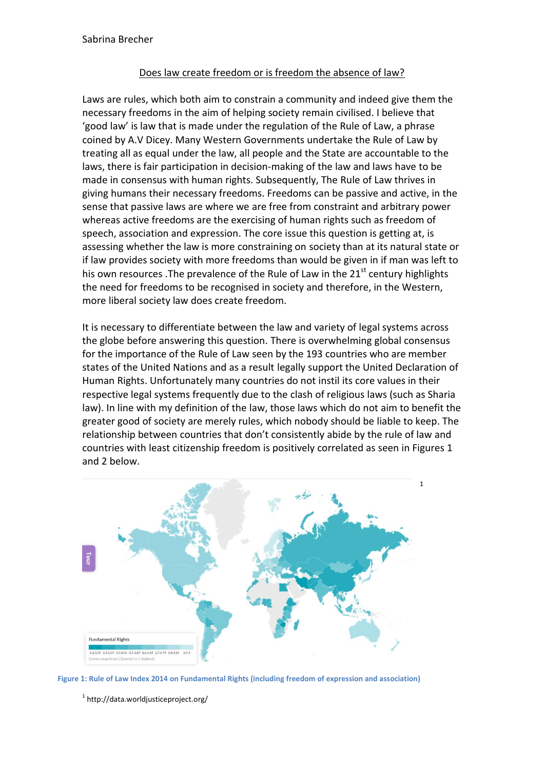Sabrina Brecher

## Does law create freedom or is freedom the absence of law?

Laws are rules, which both aim to constrain a community and indeed give them the necessary freedoms in the aim of helping society remain civilised. I believe that 'good law' is law that is made under the regulation of the Rule of Law, a phrase coined by A.V Dicey. Many Western Governments undertake the Rule of Law by treating all as equal under the law, all people and the State are accountable to the laws, there is fair participation in decision-making of the law and laws have to be made in consensus with human rights. Subsequently, The Rule of Law thrives in giving humans their necessary freedoms. Freedoms can be passive and active, in the sense that passive laws are where we are free from constraint and arbitrary power whereas active freedoms are the exercising of human rights such as freedom of speech, association and expression. The core issue this question is getting at, is assessing whether the law is more constraining on society than at its natural state or if law provides society with more freedoms than would be given in if man was left to his own resources .The prevalence of the Rule of Law in the 21st century highlights the need for freedoms to be recognised in society and therefore, in the Western, more liberal society law does create freedom.

It is necessary to differentiate between the law and variety of legal systems across the globe before answering this question. There is overwhelming global consensus for the importance of the Rule of Law seen by the 193 countries who are member states of the United Nations and as a result legally support the United Declaration of Human Rights. Unfortunately many countries do not instil its core values in their respective legal systems frequently due to the clash of religious laws (such as Sharia law). In line with my definition of the law, those laws which do not aim to benefit the greater good of society are merely rules, which nobody should be liable to keep. The relationship between countries that don't consistently abide by the rule of law and countries with least citizenship freedom is positively correlated as seen in Figures 1 and 2 below.

[1]

**Figure 1: Rule of Law Index 2014 on Fundamental Rights (including freedom of expression and association)**

[1] http://data.worldjusticeproject.org/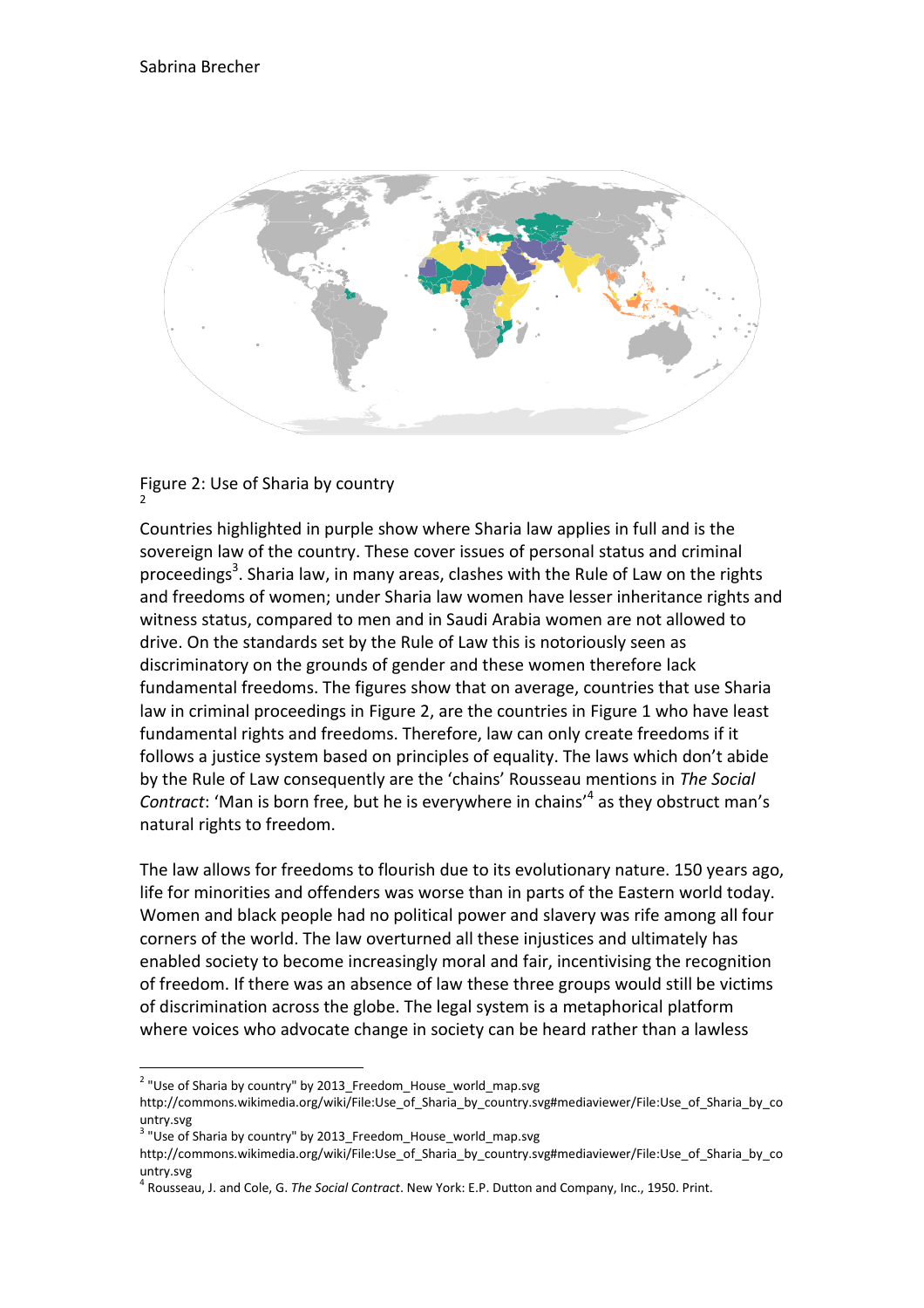Figure 2: Use of Sharia by country [2]

Countries highlighted in purple show where Sharia law applies in full and is the sovereign law of the country. These cover issues of personal status and criminal proceedings[3]. Sharia law, in many areas, clashes with the Rule of Law on the rights and freedoms of women; under Sharia law women have lesser inheritance rights and witness status, compared to men and in Saudi Arabia women are not allowed to drive. On the standards set by the Rule of Law this is notoriously seen as discriminatory on the grounds of gender and these women therefore lack fundamental freedoms. The figures show that on average, countries that use Sharia law in criminal proceedings in Figure 2, are the countries in Figure 1 who have least fundamental rights and freedoms. Therefore, law can only create freedoms if it follows a justice system based on principles of equality. The laws which don't abide by the Rule of Law consequently are the 'chains' Rousseau mentions in *The Social Contract*: 'Man is born free, but he is everywhere in chains'[4] as they obstruct man's natural rights to freedom.

The law allows for freedoms to flourish due to its evolutionary nature. 150 years ago, life for minorities and offenders was worse than in parts of the Eastern world today. Women and black people had no political power and slavery was rife among all four corners of the world. The law overturned all these injustices and ultimately has enabled society to become increasingly moral and fair, incentivising the recognition of freedom. If there was an absence of law these three groups would still be victims of discrimination across the globe. The legal system is a metaphorical platform where voices who advocate change in society can be heard rather than a lawless

---

[2] "Use of Sharia by country" by 2013_Freedom_House_world_map.svg http://commons.wikimedia.org/wiki/File:Use_of_Sharia_by_country.svg#mediaviewer/File:Use_of_Sharia_by_country.svg

[3] "Use of Sharia by country" by 2013_Freedom_House_world_map.svg http://commons.wikimedia.org/wiki/File:Use_of_Sharia_by_country.svg#mediaviewer/File:Use_of_Sharia_by_country.svg

[4] Rousseau, J. and Cole, G. *The Social Contract*. New York: E.P. Dutton and Company, Inc., 1950. Print.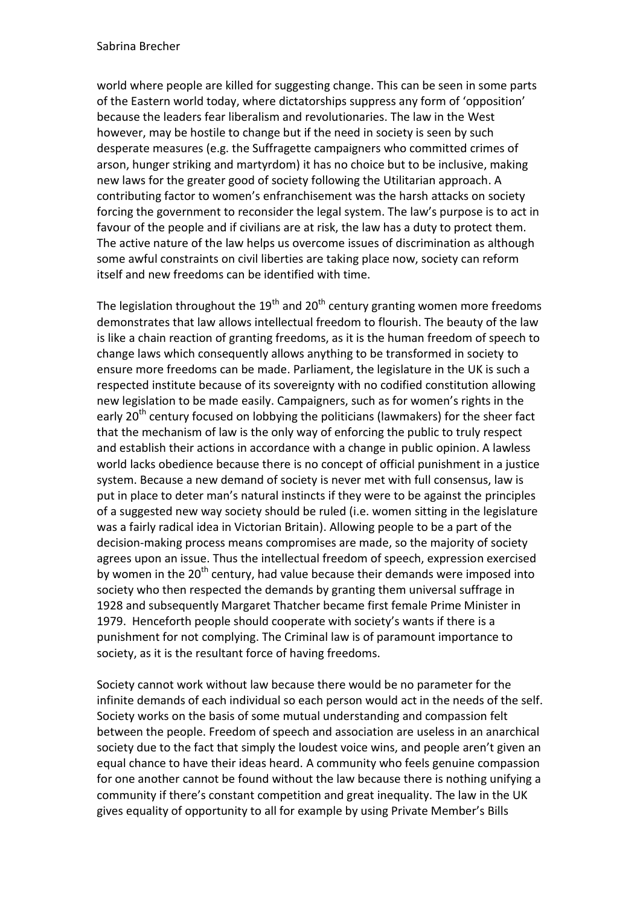world where people are killed for suggesting change. This can be seen in some parts of the Eastern world today, where dictatorships suppress any form of 'opposition' because the leaders fear liberalism and revolutionaries. The law in the West however, may be hostile to change but if the need in society is seen by such desperate measures (e.g. the Suffragette campaigners who committed crimes of arson, hunger striking and martyrdom) it has no choice but to be inclusive, making new laws for the greater good of society following the Utilitarian approach. A contributing factor to women's enfranchisement was the harsh attacks on society forcing the government to reconsider the legal system. The law's purpose is to act in favour of the people and if civilians are at risk, the law has a duty to protect them. The active nature of the law helps us overcome issues of discrimination as although some awful constraints on civil liberties are taking place now, society can reform itself and new freedoms can be identified with time.

The legislation throughout the 19th and 20th century granting women more freedoms demonstrates that law allows intellectual freedom to flourish. The beauty of the law is like a chain reaction of granting freedoms, as it is the human freedom of speech to change laws which consequently allows anything to be transformed in society to ensure more freedoms can be made. Parliament, the legislature in the UK is such a respected institute because of its sovereignty with no codified constitution allowing new legislation to be made easily. Campaigners, such as for women's rights in the early 20th century focused on lobbying the politicians (lawmakers) for the sheer fact that the mechanism of law is the only way of enforcing the public to truly respect and establish their actions in accordance with a change in public opinion. A lawless world lacks obedience because there is no concept of official punishment in a justice system. Because a new demand of society is never met with full consensus, law is put in place to deter man's natural instincts if they were to be against the principles of a suggested new way society should be ruled (i.e. women sitting in the legislature was a fairly radical idea in Victorian Britain). Allowing people to be a part of the decision-making process means compromises are made, so the majority of society agrees upon an issue. Thus the intellectual freedom of speech, expression exercised by women in the 20th century, had value because their demands were imposed into society who then respected the demands by granting them universal suffrage in 1928 and subsequently Margaret Thatcher became first female Prime Minister in 1979. Henceforth people should cooperate with society's wants if there is a punishment for not complying. The Criminal law is of paramount importance to society, as it is the resultant force of having freedoms.

Society cannot work without law because there would be no parameter for the infinite demands of each individual so each person would act in the needs of the self. Society works on the basis of some mutual understanding and compassion felt between the people. Freedom of speech and association are useless in an anarchical society due to the fact that simply the loudest voice wins, and people aren't given an equal chance to have their ideas heard. A community who feels genuine compassion for one another cannot be found without the law because there is nothing unifying a community if there's constant competition and great inequality. The law in the UK gives equality of opportunity to all for example by using Private Member's Bills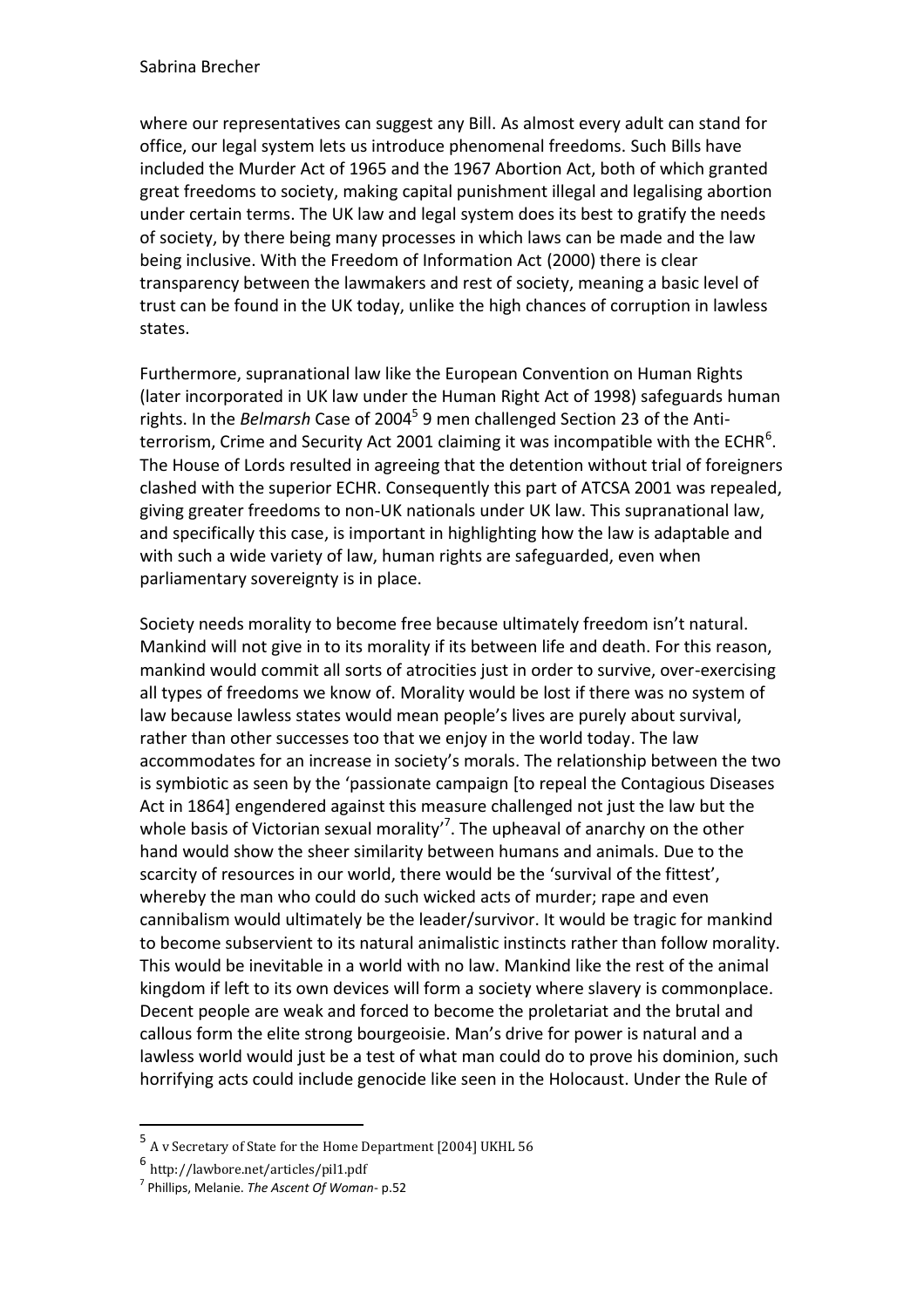where our representatives can suggest any Bill. As almost every adult can stand for office, our legal system lets us introduce phenomenal freedoms. Such Bills have included the Murder Act of 1965 and the 1967 Abortion Act, both of which granted great freedoms to society, making capital punishment illegal and legalising abortion under certain terms. The UK law and legal system does its best to gratify the needs of society, by there being many processes in which laws can be made and the law being inclusive. With the Freedom of Information Act (2000) there is clear transparency between the lawmakers and rest of society, meaning a basic level of trust can be found in the UK today, unlike the high chances of corruption in lawless states.

Furthermore, supranational law like the European Convention on Human Rights (later incorporated in UK law under the Human Right Act of 1998) safeguards human rights. In the *Belmarsh* Case of 2004[5] 9 men challenged Section 23 of the Anti-terrorism, Crime and Security Act 2001 claiming it was incompatible with the ECHR[6]. The House of Lords resulted in agreeing that the detention without trial of foreigners clashed with the superior ECHR. Consequently this part of ATCSA 2001 was repealed, giving greater freedoms to non-UK nationals under UK law. This supranational law, and specifically this case, is important in highlighting how the law is adaptable and with such a wide variety of law, human rights are safeguarded, even when parliamentary sovereignty is in place.

Society needs morality to become free because ultimately freedom isn't natural. Mankind will not give in to its morality if its between life and death. For this reason, mankind would commit all sorts of atrocities just in order to survive, over-exercising all types of freedoms we know of. Morality would be lost if there was no system of law because lawless states would mean people's lives are purely about survival, rather than other successes too that we enjoy in the world today. The law accommodates for an increase in society's morals. The relationship between the two is symbiotic as seen by the 'passionate campaign [to repeal the Contagious Diseases Act in 1864] engendered against this measure challenged not just the law but the whole basis of Victorian sexual morality'[7]. The upheaval of anarchy on the other hand would show the sheer similarity between humans and animals. Due to the scarcity of resources in our world, there would be the 'survival of the fittest', whereby the man who could do such wicked acts of murder; rape and even cannibalism would ultimately be the leader/survivor. It would be tragic for mankind to become subservient to its natural animalistic instincts rather than follow morality. This would be inevitable in a world with no law. Mankind like the rest of the animal kingdom if left to its own devices will form a society where slavery is commonplace. Decent people are weak and forced to become the proletariat and the brutal and callous form the elite strong bourgeoisie. Man's drive for power is natural and a lawless world would just be a test of what man could do to prove his dominion, such horrifying acts could include genocide like seen in the Holocaust. Under the Rule of

---

[5] A v Secretary of State for the Home Department [2004] UKHL 56

[6] http://lawbore.net/articles/pil1.pdf

[7] Phillips, Melanie. *The Ascent Of Woman*- p.52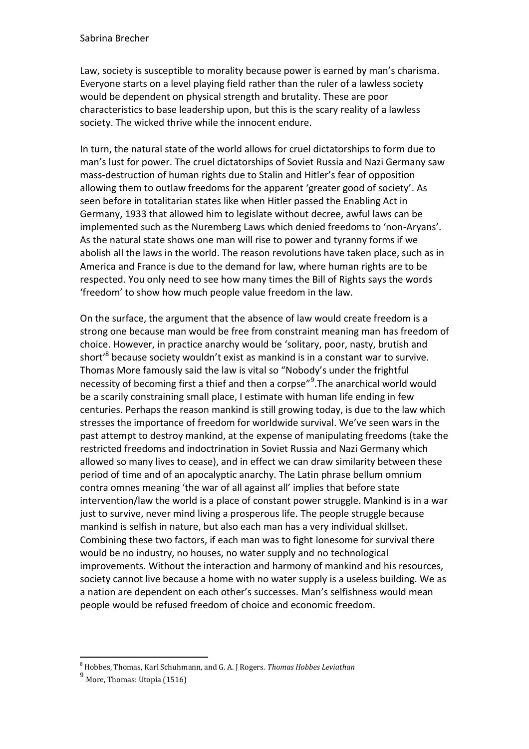Law, society is susceptible to morality because power is earned by man's charisma. Everyone starts on a level playing field rather than the ruler of a lawless society would be dependent on physical strength and brutality. These are poor characteristics to base leadership upon, but this is the scary reality of a lawless society. The wicked thrive while the innocent endure.

In turn, the natural state of the world allows for cruel dictatorships to form due to man's lust for power. The cruel dictatorships of Soviet Russia and Nazi Germany saw mass-destruction of human rights due to Stalin and Hitler's fear of opposition allowing them to outlaw freedoms for the apparent 'greater good of society'. As seen before in totalitarian states like when Hitler passed the Enabling Act in Germany, 1933 that allowed him to legislate without decree, awful laws can be implemented such as the Nuremberg Laws which denied freedoms to 'non-Aryans'. As the natural state shows one man will rise to power and tyranny forms if we abolish all the laws in the world. The reason revolutions have taken place, such as in America and France is due to the demand for law, where human rights are to be respected. You only need to see how many times the Bill of Rights says the words 'freedom' to show how much people value freedom in the law.

On the surface, the argument that the absence of law would create freedom is a strong one because man would be free from constraint meaning man has freedom of choice. However, in practice anarchy would be 'solitary, poor, nasty, brutish and short'[8] because society wouldn't exist as mankind is in a constant war to survive. Thomas More famously said the law is vital so "Nobody's under the frightful necessity of becoming first a thief and then a corpse"[9].The anarchical world would be a scarily constraining small place, I estimate with human life ending in few centuries. Perhaps the reason mankind is still growing today, is due to the law which stresses the importance of freedom for worldwide survival. We've seen wars in the past attempt to destroy mankind, at the expense of manipulating freedoms (take the restricted freedoms and indoctrination in Soviet Russia and Nazi Germany which allowed so many lives to cease), and in effect we can draw similarity between these period of time and of an apocalyptic anarchy. The Latin phrase bellum omnium contra omnes meaning 'the war of all against all' implies that before state intervention/law the world is a place of constant power struggle. Mankind is in a war just to survive, never mind living a prosperous life. The people struggle because mankind is selfish in nature, but also each man has a very individual skillset. Combining these two factors, if each man was to fight lonesome for survival there would be no industry, no houses, no water supply and no technological improvements. Without the interaction and harmony of mankind and his resources, society cannot live because a home with no water supply is a useless building. We as a nation are dependent on each other's successes. Man's selfishness would mean people would be refused freedom of choice and economic freedom.

---

[8] Hobbes, Thomas, Karl Schuhmann, and G. A. J Rogers. *Thomas Hobbes Leviathan*

[9] More, Thomas: Utopia (1516)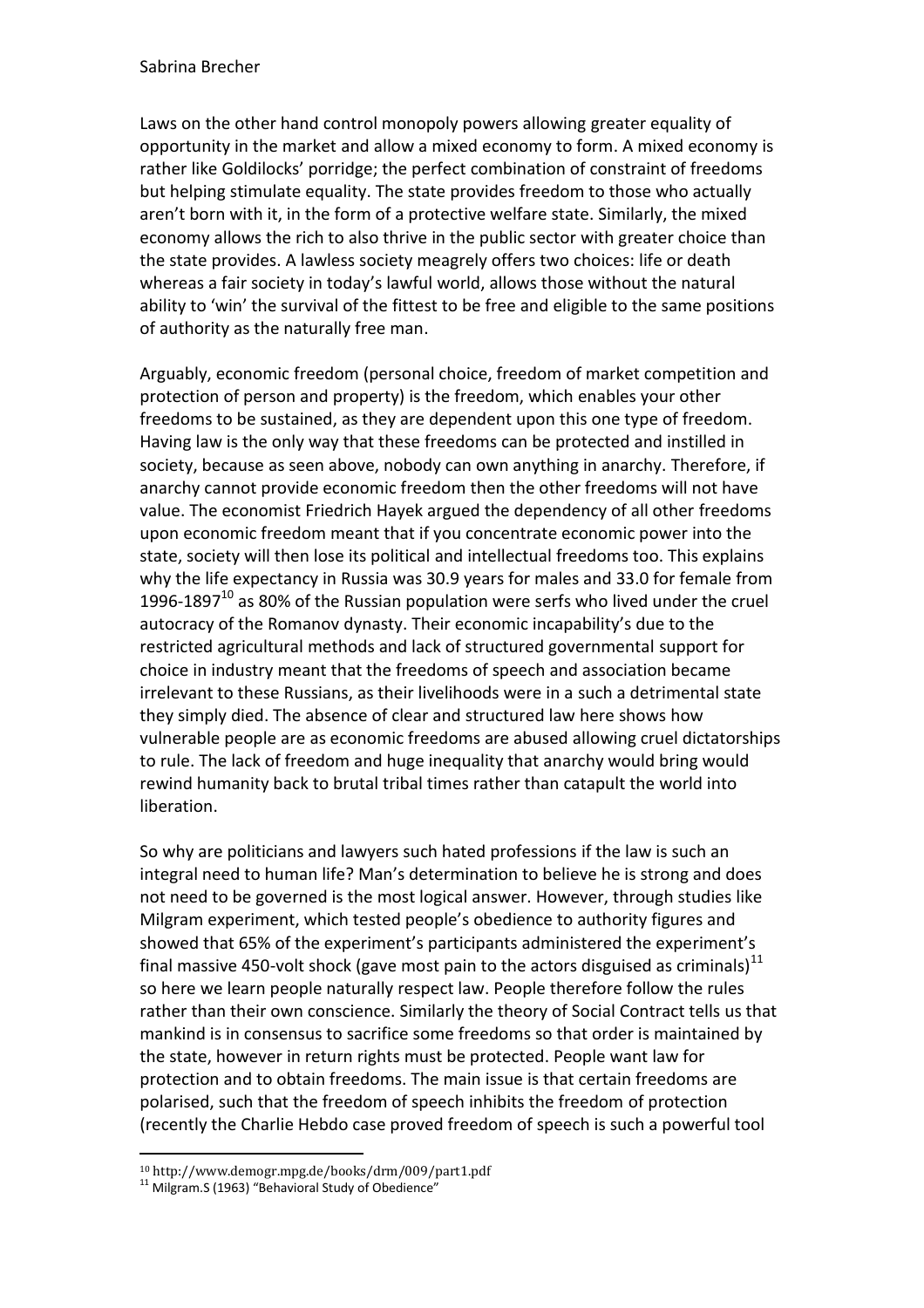Laws on the other hand control monopoly powers allowing greater equality of opportunity in the market and allow a mixed economy to form. A mixed economy is rather like Goldilocks' porridge; the perfect combination of constraint of freedoms but helping stimulate equality. The state provides freedom to those who actually aren't born with it, in the form of a protective welfare state. Similarly, the mixed economy allows the rich to also thrive in the public sector with greater choice than the state provides. A lawless society meagrely offers two choices: life or death whereas a fair society in today's lawful world, allows those without the natural ability to 'win' the survival of the fittest to be free and eligible to the same positions of authority as the naturally free man.

Arguably, economic freedom (personal choice, freedom of market competition and protection of person and property) is the freedom, which enables your other freedoms to be sustained, as they are dependent upon this one type of freedom. Having law is the only way that these freedoms can be protected and instilled in society, because as seen above, nobody can own anything in anarchy. Therefore, if anarchy cannot provide economic freedom then the other freedoms will not have value. The economist Friedrich Hayek argued the dependency of all other freedoms upon economic freedom meant that if you concentrate economic power into the state, society will then lose its political and intellectual freedoms too. This explains why the life expectancy in Russia was 30.9 years for males and 33.0 for female from 1996-1897[10] as 80% of the Russian population were serfs who lived under the cruel autocracy of the Romanov dynasty. Their economic incapability's due to the restricted agricultural methods and lack of structured governmental support for choice in industry meant that the freedoms of speech and association became irrelevant to these Russians, as their livelihoods were in a such a detrimental state they simply died. The absence of clear and structured law here shows how vulnerable people are as economic freedoms are abused allowing cruel dictatorships to rule. The lack of freedom and huge inequality that anarchy would bring would rewind humanity back to brutal tribal times rather than catapult the world into liberation.

So why are politicians and lawyers such hated professions if the law is such an integral need to human life? Man's determination to believe he is strong and does not need to be governed is the most logical answer. However, through studies like Milgram experiment, which tested people's obedience to authority figures and showed that 65% of the experiment's participants administered the experiment's final massive 450-volt shock (gave most pain to the actors disguised as criminals)[11] so here we learn people naturally respect law. People therefore follow the rules rather than their own conscience. Similarly the theory of Social Contract tells us that mankind is in consensus to sacrifice some freedoms so that order is maintained by the state, however in return rights must be protected. People want law for protection and to obtain freedoms. The main issue is that certain freedoms are polarised, such that the freedom of speech inhibits the freedom of protection (recently the Charlie Hebdo case proved freedom of speech is such a powerful tool

---

[10] http://www.demogr.mpg.de/books/drm/009/part1.pdf

[11] Milgram.S (1963) "Behavioral Study of Obedience"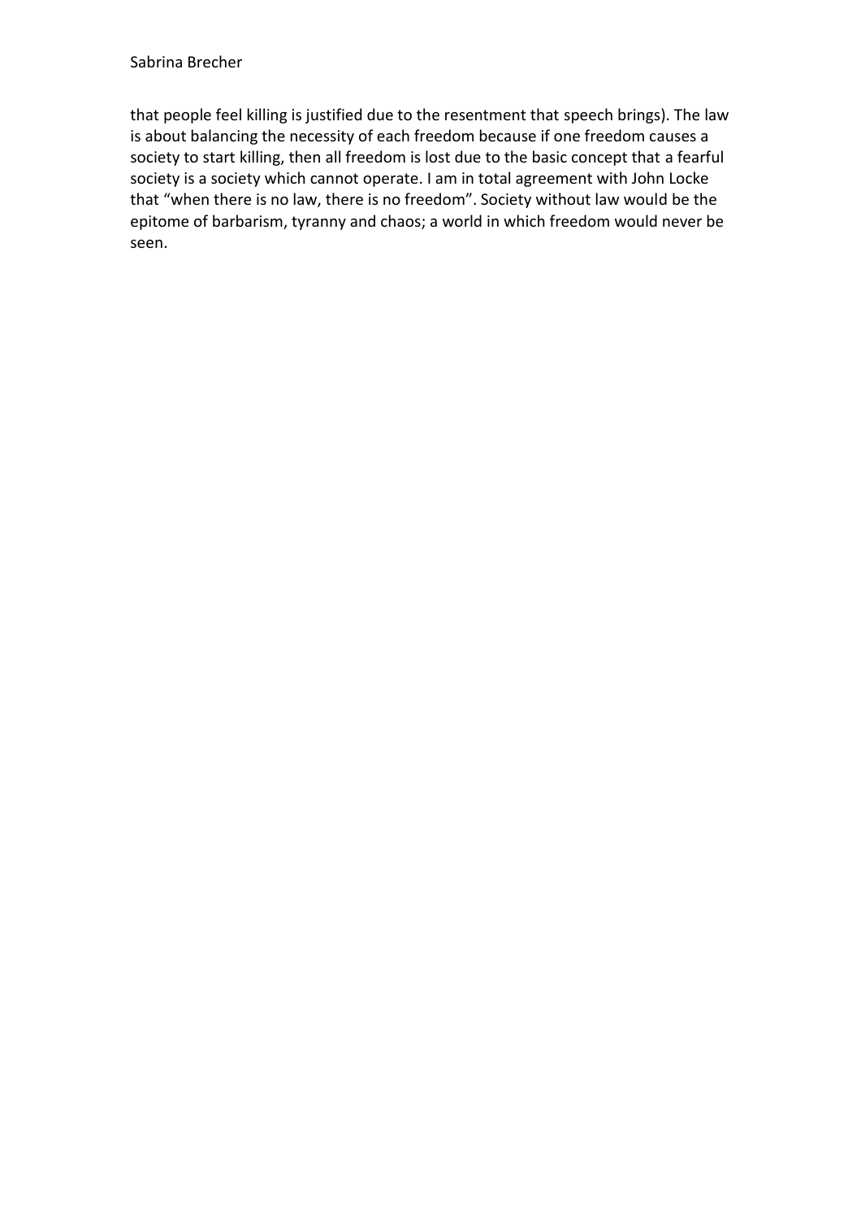that people feel killing is justified due to the resentment that speech brings). The law is about balancing the necessity of each freedom because if one freedom causes a society to start killing, then all freedom is lost due to the basic concept that a fearful society is a society which cannot operate. I am in total agreement with John Locke that "when there is no law, there is no freedom". Society without law would be the epitome of barbarism, tyranny and chaos; a world in which freedom would never be seen.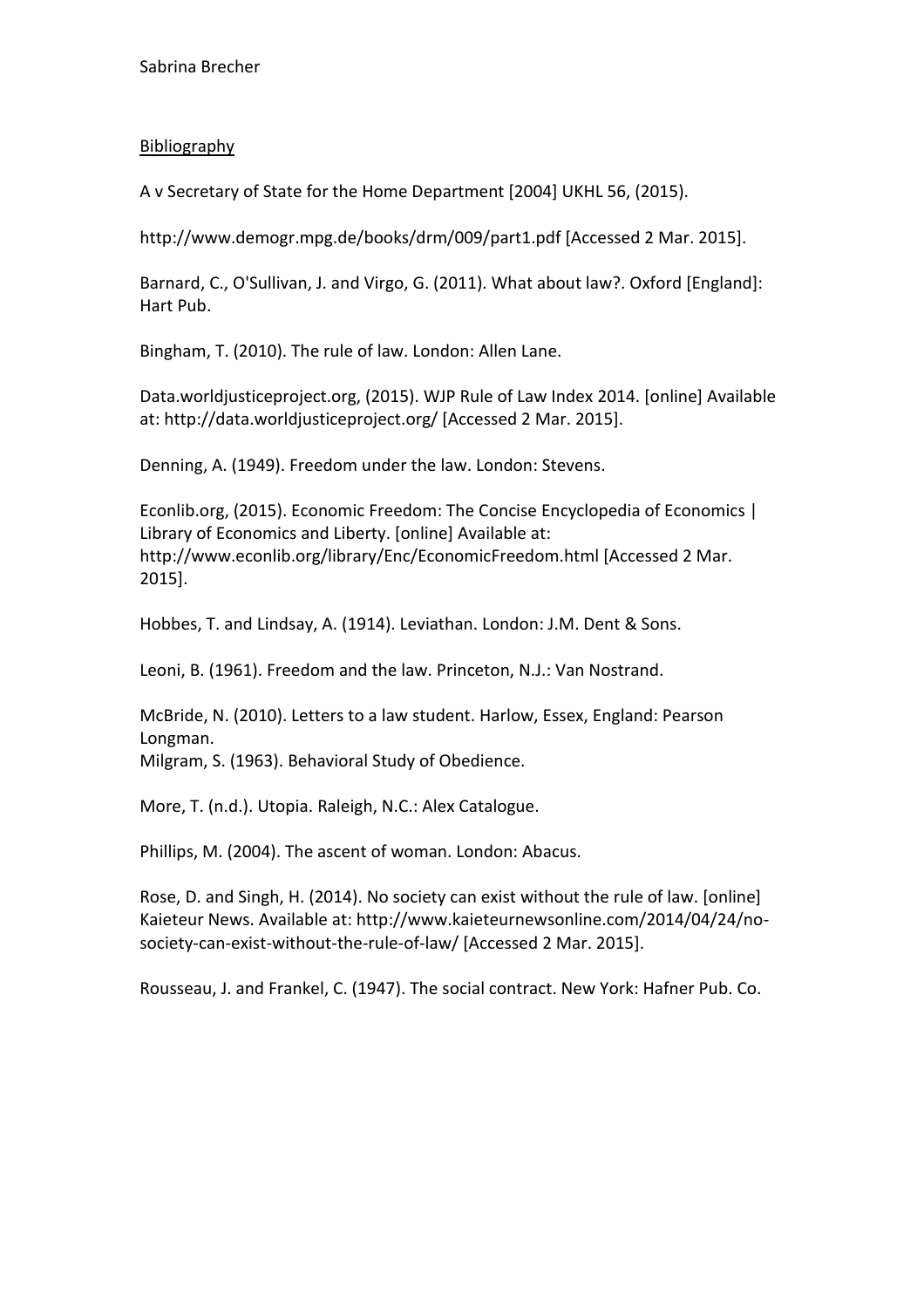Bibliography

A v Secretary of State for the Home Department [2004] UKHL 56, (2015).

http://www.demogr.mpg.de/books/drm/009/part1.pdf [Accessed 2 Mar. 2015].

Barnard, C., O'Sullivan, J. and Virgo, G. (2011). What about law?. Oxford [England]: Hart Pub.

Bingham, T. (2010). The rule of law. London: Allen Lane.

Data.worldjusticeproject.org, (2015). WJP Rule of Law Index 2014. [online] Available at: http://data.worldjusticeproject.org/ [Accessed 2 Mar. 2015].

Denning, A. (1949). Freedom under the law. London: Stevens.

Econlib.org, (2015). Economic Freedom: The Concise Encyclopedia of Economics | Library of Economics and Liberty. [online] Available at: http://www.econlib.org/library/Enc/EconomicFreedom.html [Accessed 2 Mar. 2015].

Hobbes, T. and Lindsay, A. (1914). Leviathan. London: J.M. Dent & Sons.

Leoni, B. (1961). Freedom and the law. Princeton, N.J.: Van Nostrand.

McBride, N. (2010). Letters to a law student. Harlow, Essex, England: Pearson Longman.

Milgram, S. (1963). Behavioral Study of Obedience.

More, T. (n.d.). Utopia. Raleigh, N.C.: Alex Catalogue.

Phillips, M. (2004). The ascent of woman. London: Abacus.

Rose, D. and Singh, H. (2014). No society can exist without the rule of law. [online] Kaieteur News. Available at: http://www.kaieteurnewsonline.com/2014/04/24/no-society-can-exist-without-the-rule-of-law/ [Accessed 2 Mar. 2015].

Rousseau, J. and Frankel, C. (1947). The social contract. New York: Hafner Pub. Co.